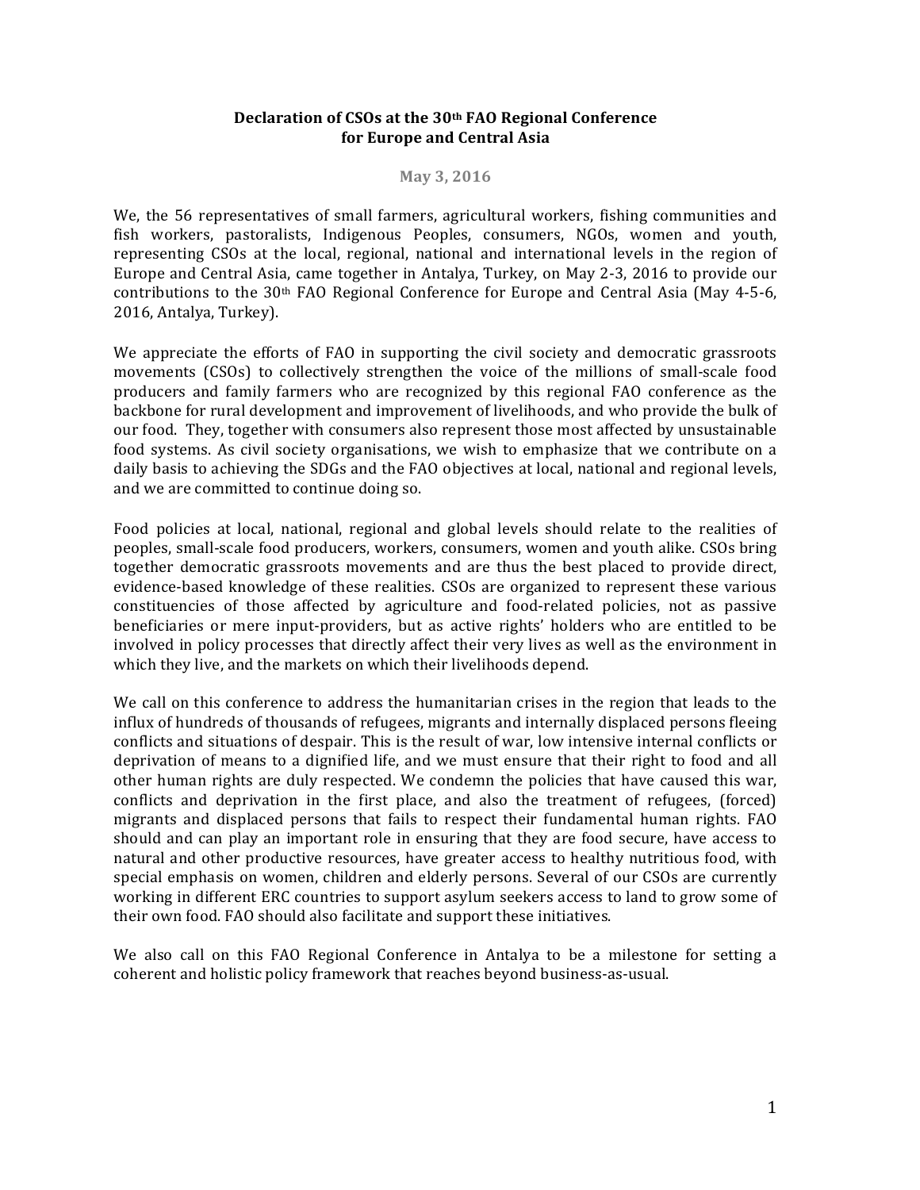# Declaration of CSOs at the 30th FAO Regional Conference for Europe and Central Asia

**May 3, 2016**

We, the 56 representatives of small farmers, agricultural workers, fishing communities and fish workers, pastoralists, Indigenous Peoples, consumers, NGOs, women and youth, representing CSOs at the local, regional, national and international levels in the region of Europe and Central Asia, came together in Antalya, Turkey, on May 2-3, 2016 to provide our contributions to the 30th FAO Regional Conference for Europe and Central Asia (May 4-5-6, 2016, Antalya, Turkey).

We appreciate the efforts of FAO in supporting the civil society and democratic grassroots movements (CSOs) to collectively strengthen the voice of the millions of small-scale food producers and family farmers who are recognized by this regional FAO conference as the backbone for rural development and improvement of livelihoods, and who provide the bulk of our food. They, together with consumers also represent those most affected by unsustainable food systems. As civil society organisations, we wish to emphasize that we contribute on a daily basis to achieving the SDGs and the FAO objectives at local, national and regional levels, and we are committed to continue doing so.

Food policies at local, national, regional and global levels should relate to the realities of peoples, small-scale food producers, workers, consumers, women and youth alike. CSOs bring together democratic grassroots movements and are thus the best placed to provide direct, evidence-based knowledge of these realities. CSOs are organized to represent these various constituencies of those affected by agriculture and food-related policies, not as passive beneficiaries or mere input-providers, but as active rights' holders who are entitled to be involved in policy processes that directly affect their very lives as well as the environment in which they live, and the markets on which their livelihoods depend.

We call on this conference to address the humanitarian crises in the region that leads to the influx of hundreds of thousands of refugees, migrants and internally displaced persons fleeing conflicts and situations of despair. This is the result of war, low intensive internal conflicts or deprivation of means to a dignified life, and we must ensure that their right to food and all other human rights are duly respected. We condemn the policies that have caused this war, conflicts and deprivation in the first place, and also the treatment of refugees, (forced) migrants and displaced persons that fails to respect their fundamental human rights. FAO should and can play an important role in ensuring that they are food secure, have access to natural and other productive resources, have greater access to healthy nutritious food, with special emphasis on women, children and elderly persons. Several of our CSOs are currently working in different ERC countries to support asylum seekers access to land to grow some of their own food. FAO should also facilitate and support these initiatives.

We also call on this FAO Regional Conference in Antalya to be a milestone for setting a coherent and holistic policy framework that reaches beyond business-as-usual.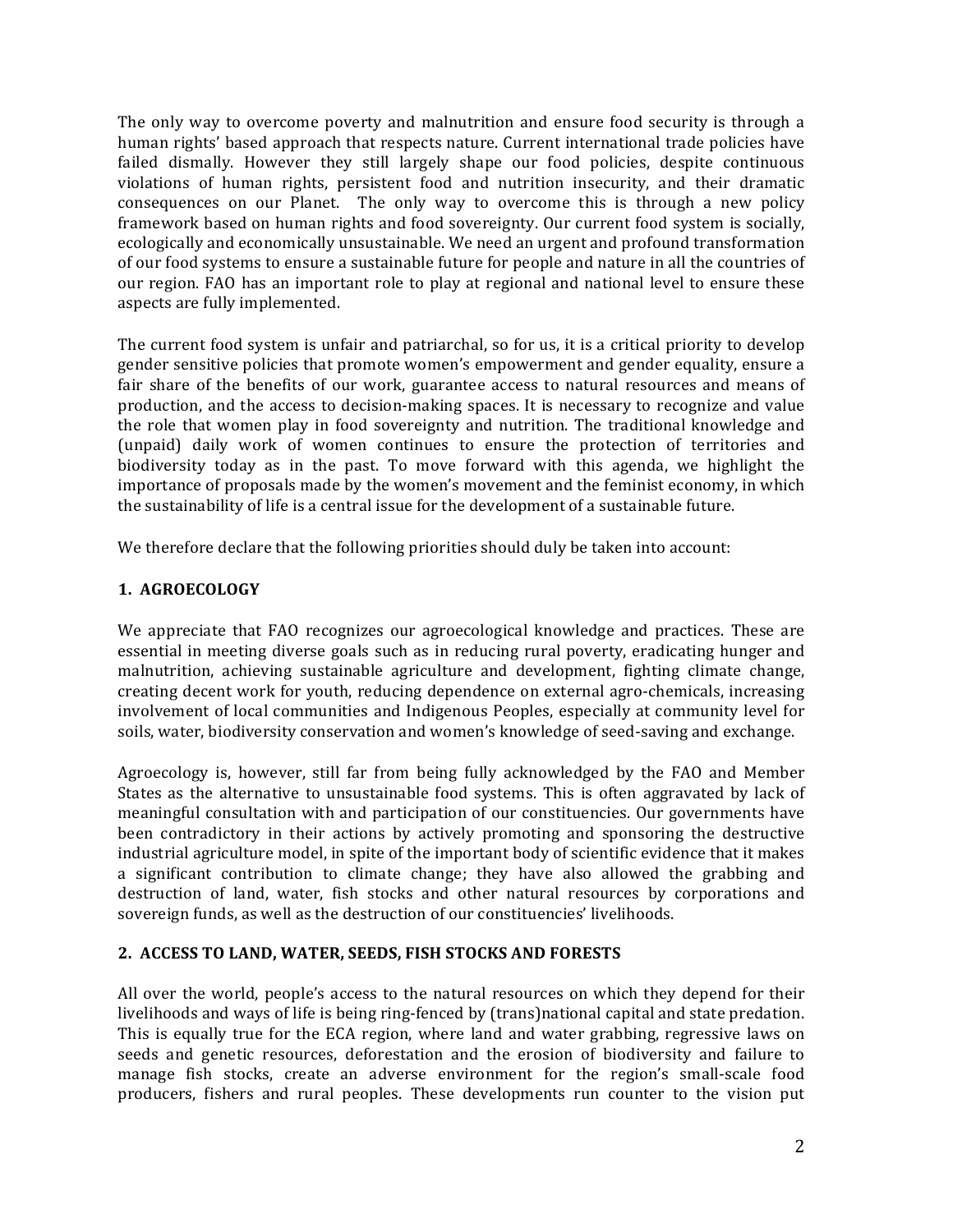The only way to overcome poverty and malnutrition and ensure food security is through a human rights' based approach that respects nature. Current international trade policies have failed dismally. However they still largely shape our food policies, despite continuous violations of human rights, persistent food and nutrition insecurity, and their dramatic consequences on our Planet. The only way to overcome this is through a new policy framework based on human rights and food sovereignty. Our current food system is socially, ecologically and economically unsustainable. We need an urgent and profound transformation of our food systems to ensure a sustainable future for people and nature in all the countries of our region. FAO has an important role to play at regional and national level to ensure these aspects are fully implemented.

The current food system is unfair and patriarchal, so for us, it is a critical priority to develop gender sensitive policies that promote women's empowerment and gender equality, ensure a fair share of the benefits of our work, guarantee access to natural resources and means of production, and the access to decision-making spaces. It is necessary to recognize and value the role that women play in food sovereignty and nutrition. The traditional knowledge and (unpaid) daily work of women continues to ensure the protection of territories and biodiversity today as in the past. To move forward with this agenda, we highlight the importance of proposals made by the women's movement and the feminist economy, in which the sustainability of life is a central issue for the development of a sustainable future.

We therefore declare that the following priorities should duly be taken into account:

## 1. AGROECOLOGY

We appreciate that FAO recognizes our agroecological knowledge and practices. These are essential in meeting diverse goals such as in reducing rural poverty, eradicating hunger and malnutrition, achieving sustainable agriculture and development, fighting climate change, creating decent work for youth, reducing dependence on external agro-chemicals, increasing involvement of local communities and Indigenous Peoples, especially at community level for soils, water, biodiversity conservation and women's knowledge of seed-saving and exchange.

Agroecology is, however, still far from being fully acknowledged by the FAO and Member States as the alternative to unsustainable food systems. This is often aggravated by lack of meaningful consultation with and participation of our constituencies. Our governments have been contradictory in their actions by actively promoting and sponsoring the destructive industrial agriculture model, in spite of the important body of scientific evidence that it makes a significant contribution to climate change; they have also allowed the grabbing and destruction of land, water, fish stocks and other natural resources by corporations and sovereign funds, as well as the destruction of our constituencies' livelihoods.

## 2. ACCESS TO LAND, WATER, SEEDS, FISH STOCKS AND FORESTS

All over the world, people's access to the natural resources on which they depend for their livelihoods and ways of life is being ring-fenced by (trans)national capital and state predation. This is equally true for the ECA region, where land and water grabbing, regressive laws on seeds and genetic resources, deforestation and the erosion of biodiversity and failure to manage fish stocks, create an adverse environment for the region's small-scale food producers, fishers and rural peoples. These developments run counter to the vision put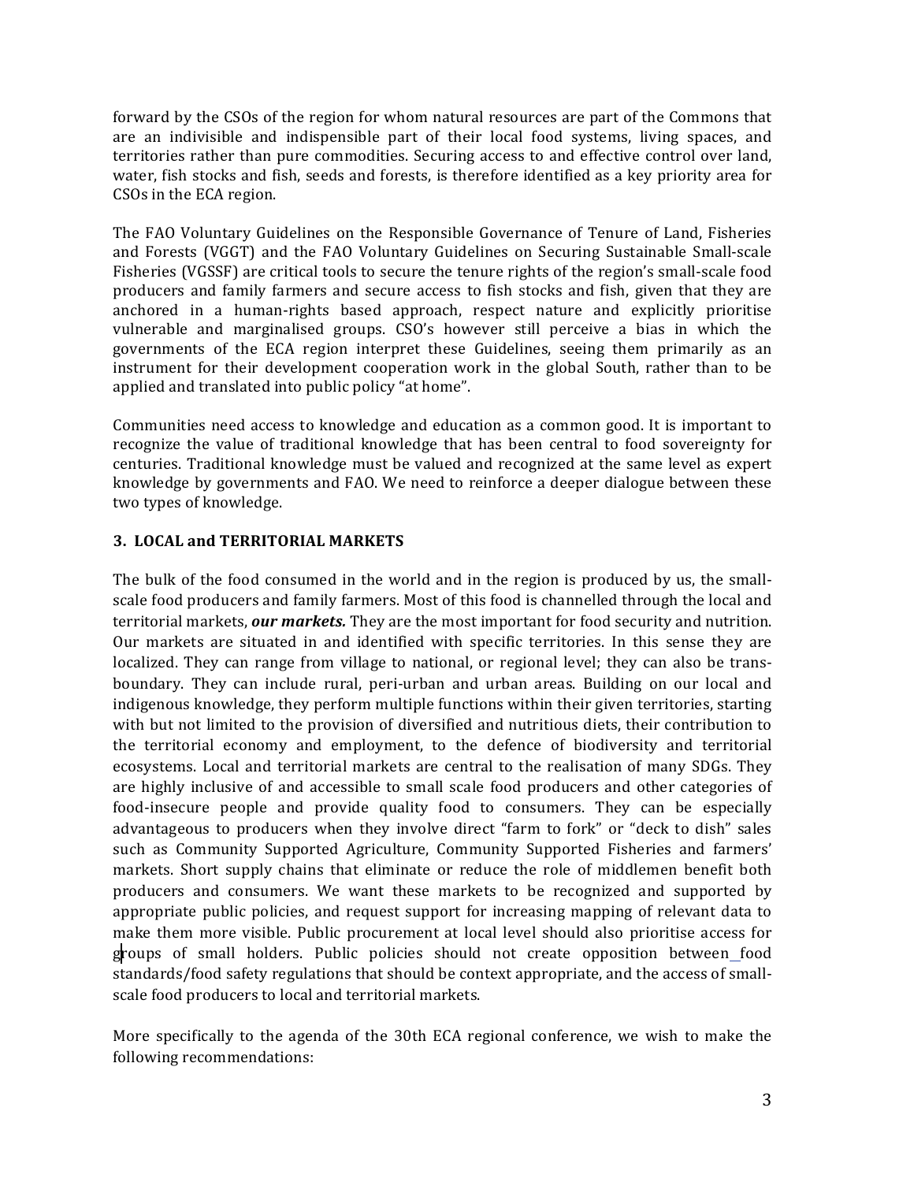forward by the CSOs of the region for whom natural resources are part of the Commons that are an indivisible and indispensible part of their local food systems, living spaces, and territories rather than pure commodities. Securing access to and effective control over land, water, fish stocks and fish, seeds and forests, is therefore identified as a key priority area for CSOs in the ECA region.

The FAO Voluntary Guidelines on the Responsible Governance of Tenure of Land, Fisheries and Forests (VGGT) and the FAO Voluntary Guidelines on Securing Sustainable Small-scale Fisheries (VGSSF) are critical tools to secure the tenure rights of the region's small-scale food producers and family farmers and secure access to fish stocks and fish, given that they are anchored in a human-rights based approach, respect nature and explicitly prioritise vulnerable and marginalised groups. CSO's however still perceive a bias in which the governments of the ECA region interpret these Guidelines, seeing them primarily as an instrument for their development cooperation work in the global South, rather than to be applied and translated into public policy "at home".

Communities need access to knowledge and education as a common good. It is important to recognize the value of traditional knowledge that has been central to food sovereignty for centuries. Traditional knowledge must be valued and recognized at the same level as expert knowledge by governments and FAO. We need to reinforce a deeper dialogue between these two types of knowledge.

### 3. LOCAL and TERRITORIAL MARKETS

The bulk of the food consumed in the world and in the region is produced by us, the small-scale food producers and family farmers. Most of this food is channelled through the local and territorial markets, ***our markets.*** They are the most important for food security and nutrition. Our markets are situated in and identified with specific territories. In this sense they are localized. They can range from village to national, or regional level; they can also be trans-boundary. They can include rural, peri-urban and urban areas. Building on our local and indigenous knowledge, they perform multiple functions within their given territories, starting with but not limited to the provision of diversified and nutritious diets, their contribution to the territorial economy and employment, to the defence of biodiversity and territorial ecosystems. Local and territorial markets are central to the realisation of many SDGs. They are highly inclusive of and accessible to small scale food producers and other categories of food-insecure people and provide quality food to consumers. They can be especially advantageous to producers when they involve direct "farm to fork" or "deck to dish" sales such as Community Supported Agriculture, Community Supported Fisheries and farmers' markets. Short supply chains that eliminate or reduce the role of middlemen benefit both producers and consumers. We want these markets to be recognized and supported by appropriate public policies, and request support for increasing mapping of relevant data to make them more visible. Public procurement at local level should also prioritise access for groups of small holders. Public policies should not create opposition between food standards/food safety regulations that should be context appropriate, and the access of small-scale food producers to local and territorial markets.

More specifically to the agenda of the 30th ECA regional conference, we wish to make the following recommendations: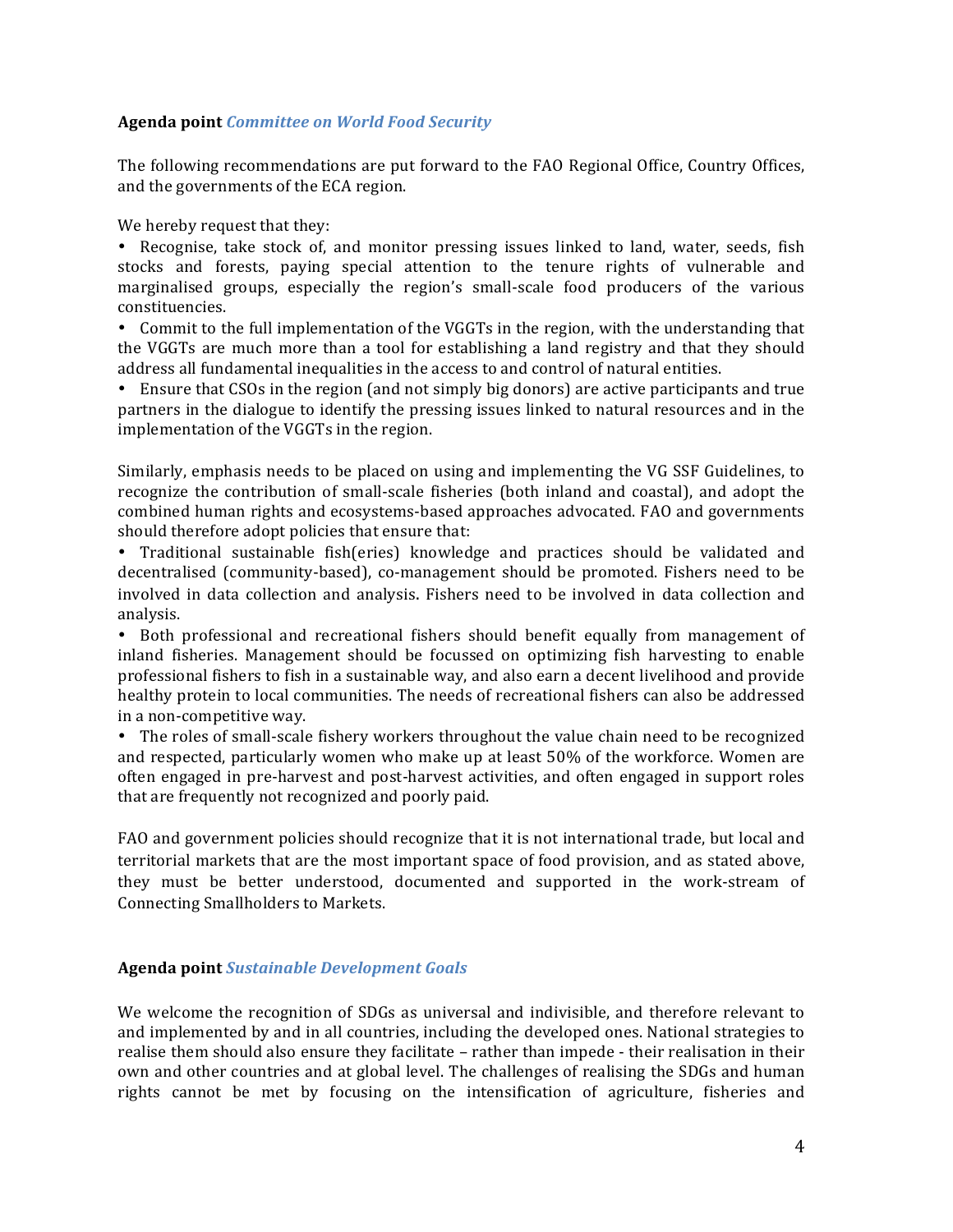**Agenda point** ***Committee on World Food Security***

The following recommendations are put forward to the FAO Regional Office, Country Offices, and the governments of the ECA region.

We hereby request that they:

- Recognise, take stock of, and monitor pressing issues linked to land, water, seeds, fish stocks and forests, paying special attention to the tenure rights of vulnerable and marginalised groups, especially the region's small-scale food producers of the various constituencies.
- Commit to the full implementation of the VGGTs in the region, with the understanding that the VGGTs are much more than a tool for establishing a land registry and that they should address all fundamental inequalities in the access to and control of natural entities.
- Ensure that CSOs in the region (and not simply big donors) are active participants and true partners in the dialogue to identify the pressing issues linked to natural resources and in the implementation of the VGGTs in the region.

Similarly, emphasis needs to be placed on using and implementing the VG SSF Guidelines, to recognize the contribution of small-scale fisheries (both inland and coastal), and adopt the combined human rights and ecosystems-based approaches advocated. FAO and governments should therefore adopt policies that ensure that:

- Traditional sustainable fish(eries) knowledge and practices should be validated and decentralised (community-based), co-management should be promoted. Fishers need to be involved in data collection and analysis. Fishers need to be involved in data collection and analysis.
- Both professional and recreational fishers should benefit equally from management of inland fisheries. Management should be focussed on optimizing fish harvesting to enable professional fishers to fish in a sustainable way, and also earn a decent livelihood and provide healthy protein to local communities. The needs of recreational fishers can also be addressed in a non-competitive way.
- The roles of small-scale fishery workers throughout the value chain need to be recognized and respected, particularly women who make up at least 50% of the workforce. Women are often engaged in pre-harvest and post-harvest activities, and often engaged in support roles that are frequently not recognized and poorly paid.

FAO and government policies should recognize that it is not international trade, but local and territorial markets that are the most important space of food provision, and as stated above, they must be better understood, documented and supported in the work-stream of Connecting Smallholders to Markets.

**Agenda point** ***Sustainable Development Goals***

We welcome the recognition of SDGs as universal and indivisible, and therefore relevant to and implemented by and in all countries, including the developed ones. National strategies to realise them should also ensure they facilitate – rather than impede - their realisation in their own and other countries and at global level. The challenges of realising the SDGs and human rights cannot be met by focusing on the intensification of agriculture, fisheries and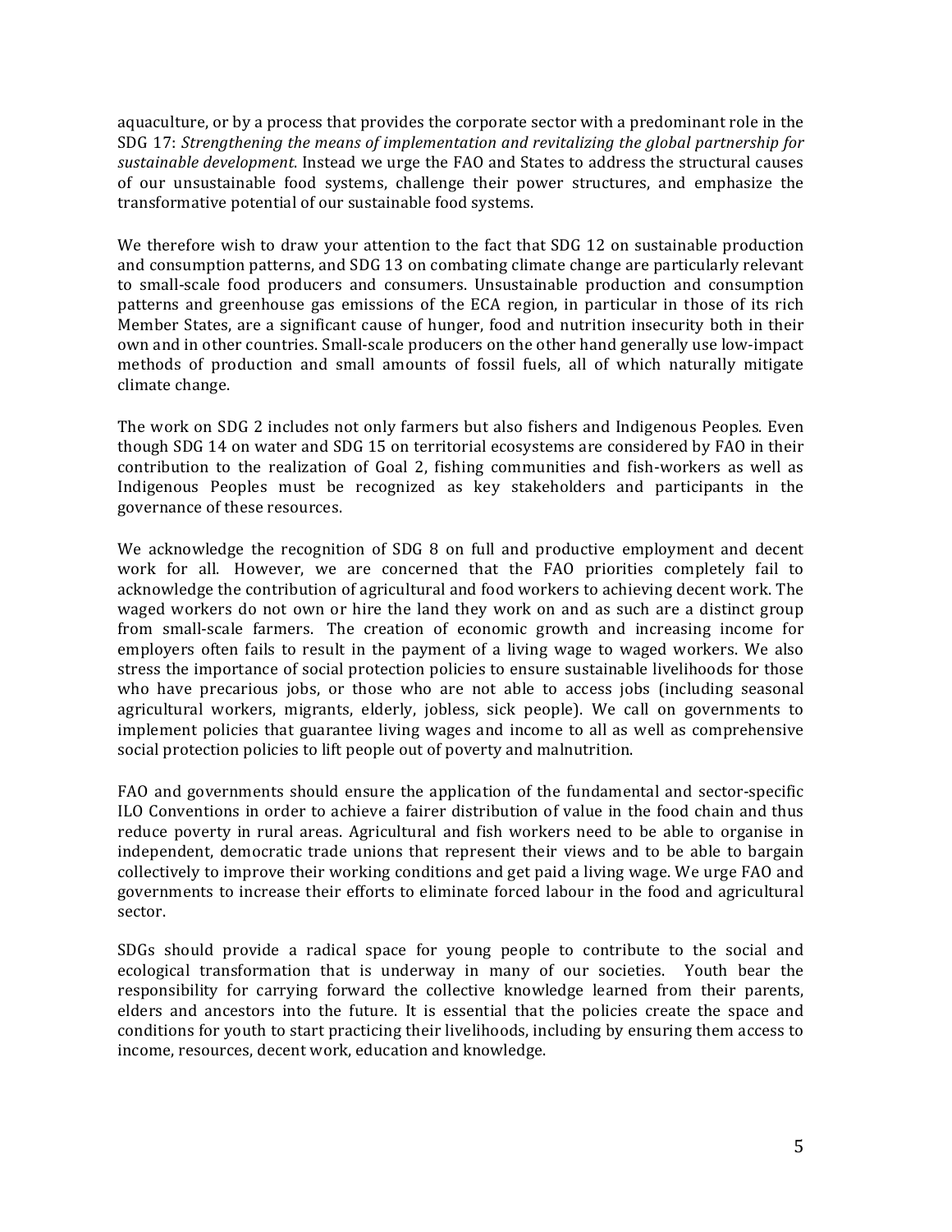aquaculture, or by a process that provides the corporate sector with a predominant role in the SDG 17: *Strengthening the means of implementation and revitalizing the global partnership for sustainable development*. Instead we urge the FAO and States to address the structural causes of our unsustainable food systems, challenge their power structures, and emphasize the transformative potential of our sustainable food systems.

We therefore wish to draw your attention to the fact that SDG 12 on sustainable production and consumption patterns, and SDG 13 on combating climate change are particularly relevant to small-scale food producers and consumers. Unsustainable production and consumption patterns and greenhouse gas emissions of the ECA region, in particular in those of its rich Member States, are a significant cause of hunger, food and nutrition insecurity both in their own and in other countries. Small-scale producers on the other hand generally use low-impact methods of production and small amounts of fossil fuels, all of which naturally mitigate climate change.

The work on SDG 2 includes not only farmers but also fishers and Indigenous Peoples. Even though SDG 14 on water and SDG 15 on territorial ecosystems are considered by FAO in their contribution to the realization of Goal 2, fishing communities and fish-workers as well as Indigenous Peoples must be recognized as key stakeholders and participants in the governance of these resources.

We acknowledge the recognition of SDG 8 on full and productive employment and decent work for all. However, we are concerned that the FAO priorities completely fail to acknowledge the contribution of agricultural and food workers to achieving decent work. The waged workers do not own or hire the land they work on and as such are a distinct group from small-scale farmers. The creation of economic growth and increasing income for employers often fails to result in the payment of a living wage to waged workers. We also stress the importance of social protection policies to ensure sustainable livelihoods for those who have precarious jobs, or those who are not able to access jobs (including seasonal agricultural workers, migrants, elderly, jobless, sick people). We call on governments to implement policies that guarantee living wages and income to all as well as comprehensive social protection policies to lift people out of poverty and malnutrition.

FAO and governments should ensure the application of the fundamental and sector-specific ILO Conventions in order to achieve a fairer distribution of value in the food chain and thus reduce poverty in rural areas. Agricultural and fish workers need to be able to organise in independent, democratic trade unions that represent their views and to be able to bargain collectively to improve their working conditions and get paid a living wage. We urge FAO and governments to increase their efforts to eliminate forced labour in the food and agricultural sector.

SDGs should provide a radical space for young people to contribute to the social and ecological transformation that is underway in many of our societies. Youth bear the responsibility for carrying forward the collective knowledge learned from their parents, elders and ancestors into the future. It is essential that the policies create the space and conditions for youth to start practicing their livelihoods, including by ensuring them access to income, resources, decent work, education and knowledge.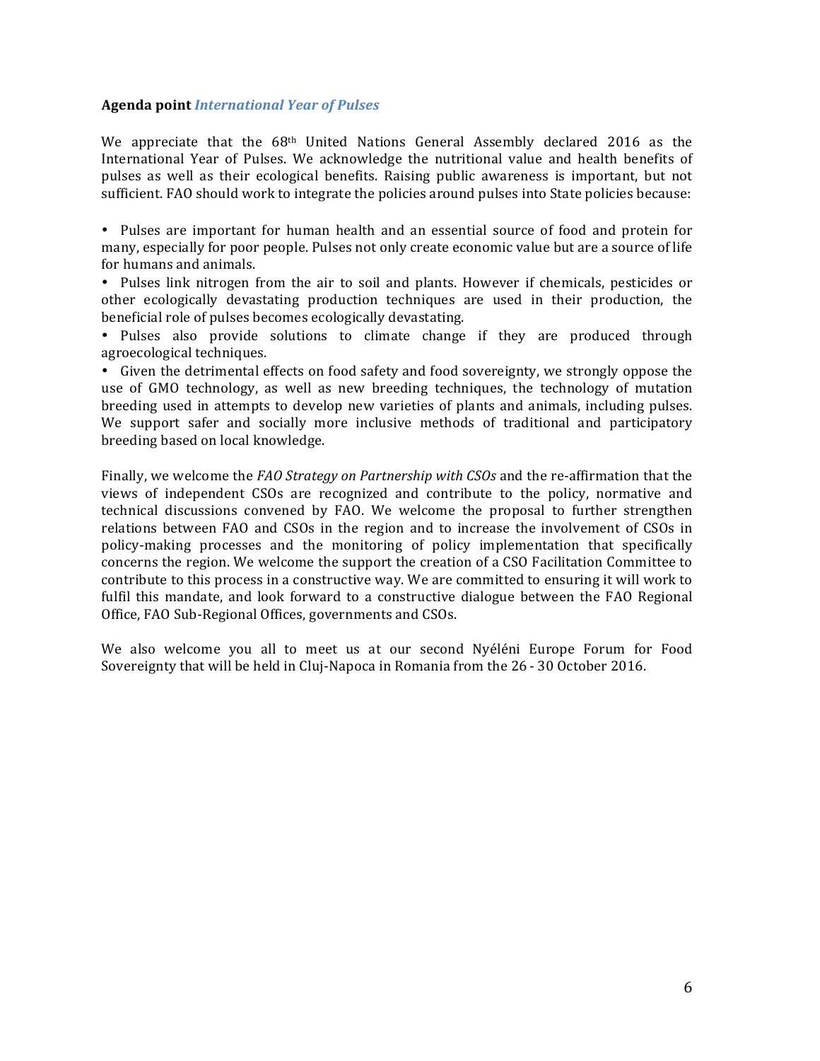**Agenda point** ***International Year of Pulses***

We appreciate that the 68th United Nations General Assembly declared 2016 as the International Year of Pulses. We acknowledge the nutritional value and health benefits of pulses as well as their ecological benefits. Raising public awareness is important, but not sufficient. FAO should work to integrate the policies around pulses into State policies because:

- Pulses are important for human health and an essential source of food and protein for many, especially for poor people. Pulses not only create economic value but are a source of life for humans and animals.
- Pulses link nitrogen from the air to soil and plants. However if chemicals, pesticides or other ecologically devastating production techniques are used in their production, the beneficial role of pulses becomes ecologically devastating.
- Pulses also provide solutions to climate change if they are produced through agroecological techniques.
- Given the detrimental effects on food safety and food sovereignty, we strongly oppose the use of GMO technology, as well as new breeding techniques, the technology of mutation breeding used in attempts to develop new varieties of plants and animals, including pulses. We support safer and socially more inclusive methods of traditional and participatory breeding based on local knowledge.

Finally, we welcome the *FAO Strategy on Partnership with CSOs* and the re-affirmation that the views of independent CSOs are recognized and contribute to the policy, normative and technical discussions convened by FAO. We welcome the proposal to further strengthen relations between FAO and CSOs in the region and to increase the involvement of CSOs in policy-making processes and the monitoring of policy implementation that specifically concerns the region. We welcome the support the creation of a CSO Facilitation Committee to contribute to this process in a constructive way. We are committed to ensuring it will work to fulfil this mandate, and look forward to a constructive dialogue between the FAO Regional Office, FAO Sub-Regional Offices, governments and CSOs.

We also welcome you all to meet us at our second Nyéléni Europe Forum for Food Sovereignty that will be held in Cluj-Napoca in Romania from the 26 - 30 October 2016.